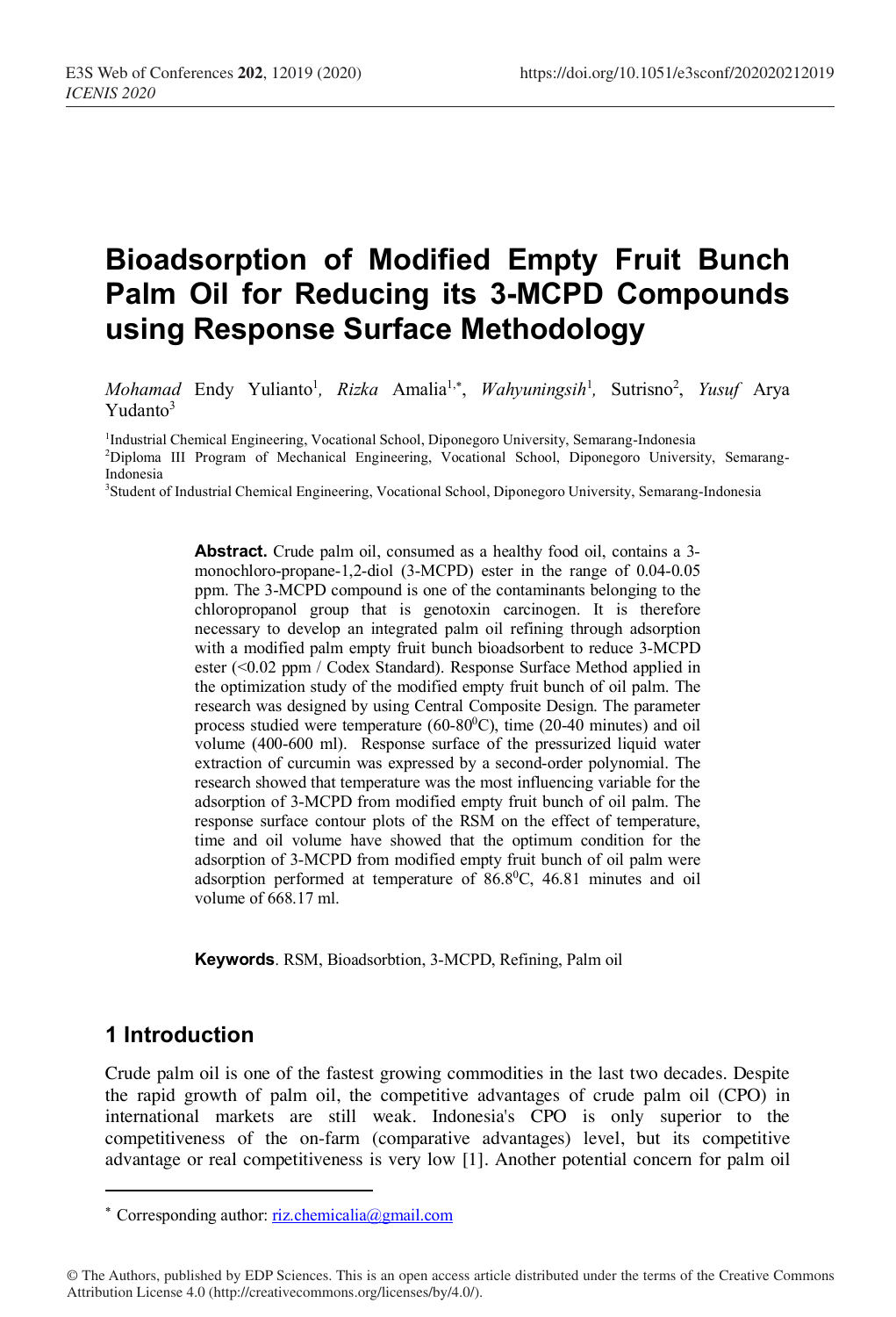# Bioadsorption of Modified Empty Fruit Bunch Palm Oil for Reducing its 3-MCPD Compounds using Response Surface Methodology

*Mohamad* Endy Yulianto[1], *Rizka* Amalia[1,*], *Wahyuningsih*[1], Sutrisno[2], *Yusuf* Arya Yudanto[3]

[1]Industrial Chemical Engineering, Vocational School, Diponegoro University, Semarang-Indonesia

[2]Diploma III Program of Mechanical Engineering, Vocational School, Diponegoro University, Semarang-Indonesia

[3]Student of Industrial Chemical Engineering, Vocational School, Diponegoro University, Semarang-Indonesia

**Abstract.** Crude palm oil, consumed as a healthy food oil, contains a 3-monochloro-propane-1,2-diol (3-MCPD) ester in the range of 0.04-0.05 ppm. The 3-MCPD compound is one of the contaminants belonging to the chloropropanol group that is genotoxin carcinogen. It is therefore necessary to develop an integrated palm oil refining through adsorption with a modified palm empty fruit bunch bioadsorbent to reduce 3-MCPD ester (<0.02 ppm / Codex Standard). Response Surface Method applied in the optimization study of the modified empty fruit bunch of oil palm. The research was designed by using Central Composite Design. The parameter process studied were temperature (60-80$^0$C), time (20-40 minutes) and oil volume (400-600 ml). Response surface of the pressurized liquid water extraction of curcumin was expressed by a second-order polynomial. The research showed that temperature was the most influencing variable for the adsorption of 3-MCPD from modified empty fruit bunch of oil palm. The response surface contour plots of the RSM on the effect of temperature, time and oil volume have showed that the optimum condition for the adsorption of 3-MCPD from modified empty fruit bunch of oil palm were adsorption performed at temperature of 86.8$^0$C, 46.81 minutes and oil volume of 668.17 ml.

**Keywords**. RSM, Bioadsorbtion, 3-MCPD, Refining, Palm oil

## 1 Introduction

Crude palm oil is one of the fastest growing commodities in the last two decades. Despite the rapid growth of palm oil, the competitive advantages of crude palm oil (CPO) in international markets are still weak. Indonesia's CPO is only superior to the competitiveness of the on-farm (comparative advantages) level, but its competitive advantage or real competitiveness is very low [1]. Another potential concern for palm oil

* Corresponding author: riz.chemicalia@gmail.com

© The Authors, published by EDP Sciences. This is an open access article distributed under the terms of the Creative Commons Attribution License 4.0 (http://creativecommons.org/licenses/by/4.0/).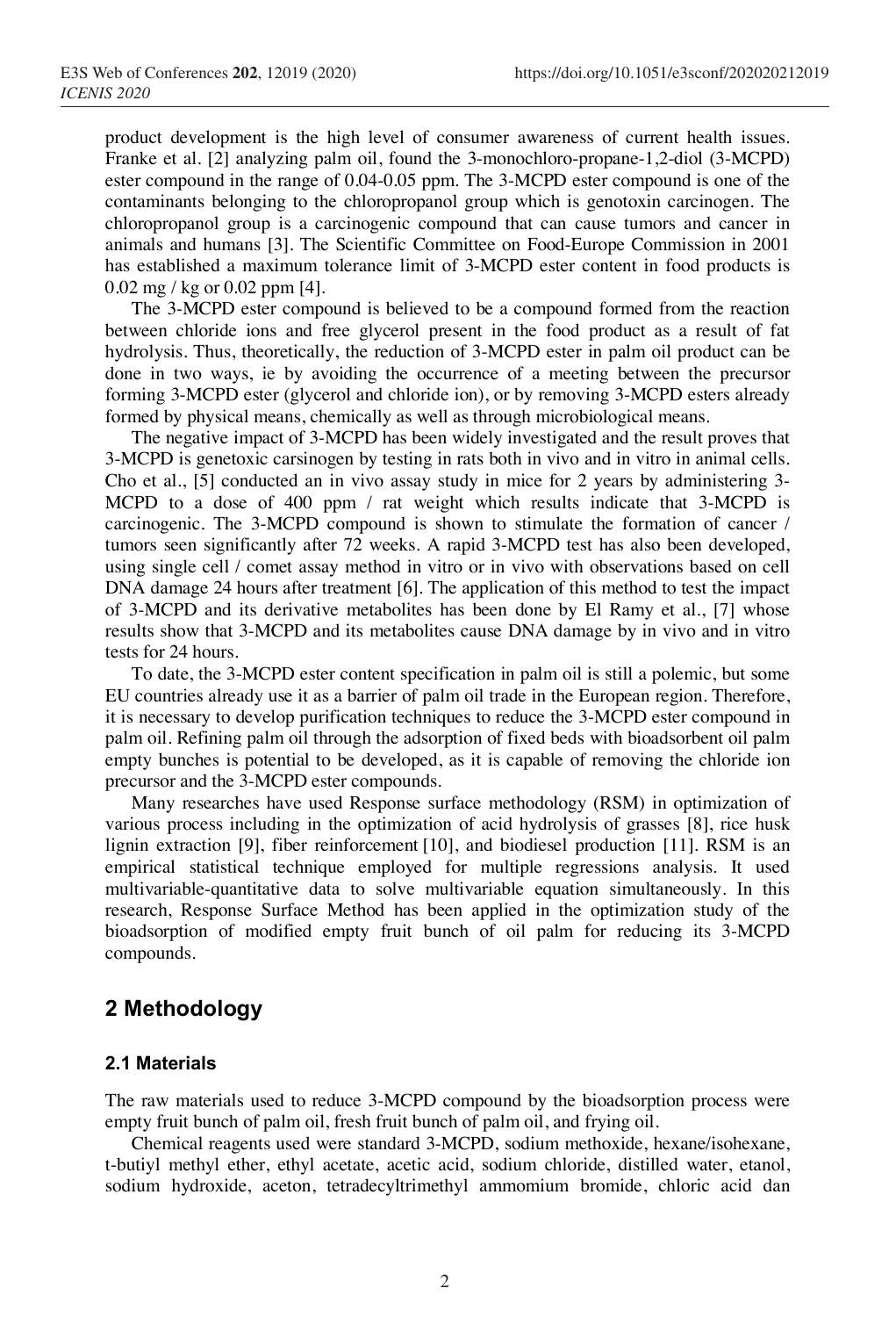product development is the high level of consumer awareness of current health issues. Franke et al. [2] analyzing palm oil, found the 3-monochloro-propane-1,2-diol (3-MCPD) ester compound in the range of 0.04-0.05 ppm. The 3-MCPD ester compound is one of the contaminants belonging to the chloropropanol group which is genotoxin carcinogen. The chloropropanol group is a carcinogenic compound that can cause tumors and cancer in animals and humans [3]. The Scientific Committee on Food-Europe Commission in 2001 has established a maximum tolerance limit of 3-MCPD ester content in food products is 0.02 mg / kg or 0.02 ppm [4].

The 3-MCPD ester compound is believed to be a compound formed from the reaction between chloride ions and free glycerol present in the food product as a result of fat hydrolysis. Thus, theoretically, the reduction of 3-MCPD ester in palm oil product can be done in two ways, ie by avoiding the occurrence of a meeting between the precursor forming 3-MCPD ester (glycerol and chloride ion), or by removing 3-MCPD esters already formed by physical means, chemically as well as through microbiological means.

The negative impact of 3-MCPD has been widely investigated and the result proves that 3-MCPD is genetoxic carsinogen by testing in rats both in vivo and in vitro in animal cells. Cho et al., [5] conducted an in vivo assay study in mice for 2 years by administering 3-MCPD to a dose of 400 ppm / rat weight which results indicate that 3-MCPD is carcinogenic. The 3-MCPD compound is shown to stimulate the formation of cancer / tumors seen significantly after 72 weeks. A rapid 3-MCPD test has also been developed, using single cell / comet assay method in vitro or in vivo with observations based on cell DNA damage 24 hours after treatment [6]. The application of this method to test the impact of 3-MCPD and its derivative metabolites has been done by El Ramy et al., [7] whose results show that 3-MCPD and its metabolites cause DNA damage by in vivo and in vitro tests for 24 hours.

To date, the 3-MCPD ester content specification in palm oil is still a polemic, but some EU countries already use it as a barrier of palm oil trade in the European region. Therefore, it is necessary to develop purification techniques to reduce the 3-MCPD ester compound in palm oil. Refining palm oil through the adsorption of fixed beds with bioadsorbent oil palm empty bunches is potential to be developed, as it is capable of removing the chloride ion precursor and the 3-MCPD ester compounds.

Many researches have used Response surface methodology (RSM) in optimization of various process including in the optimization of acid hydrolysis of grasses [8], rice husk lignin extraction [9], fiber reinforcement [10], and biodiesel production [11]. RSM is an empirical statistical technique employed for multiple regressions analysis. It used multivariable-quantitative data to solve multivariable equation simultaneously. In this research, Response Surface Method has been applied in the optimization study of the bioadsorption of modified empty fruit bunch of oil palm for reducing its 3-MCPD compounds.

## 2 Methodology

### 2.1 Materials

The raw materials used to reduce 3-MCPD compound by the bioadsorption process were empty fruit bunch of palm oil, fresh fruit bunch of palm oil, and frying oil.

Chemical reagents used were standard 3-MCPD, sodium methoxide, hexane/isohexane, t-butiyl methyl ether, ethyl acetate, acetic acid, sodium chloride, distilled water, etanol, sodium hydroxide, aceton, tetradecyltrimethyl ammomium bromide, chloric acid dan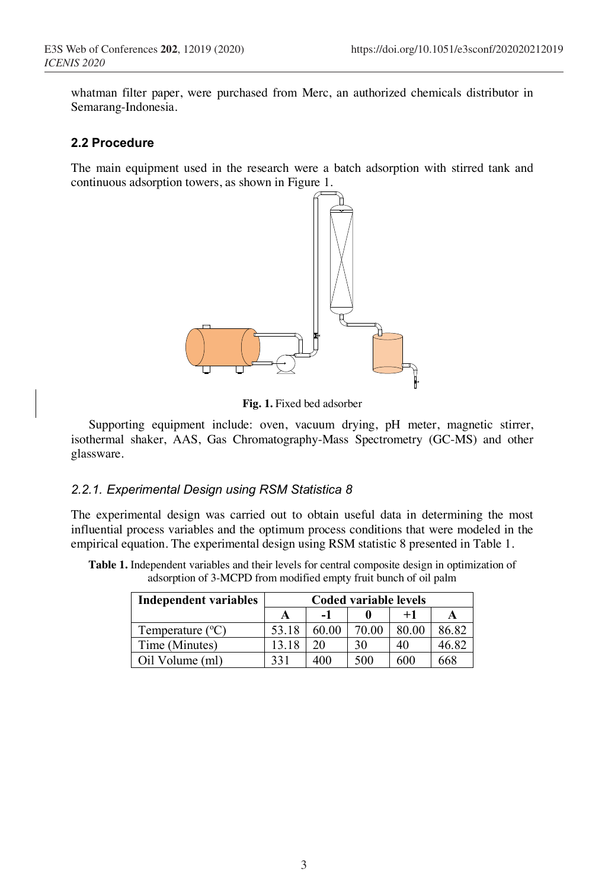whatman filter paper, were purchased from Merc, an authorized chemicals distributor in Semarang-Indonesia.

### 2.2 Procedure

The main equipment used in the research were a batch adsorption with stirred tank and continuous adsorption towers, as shown in Figure 1.

**Fig. 1.** Fixed bed adsorber

Supporting equipment include: oven, vacuum drying, pH meter, magnetic stirrer, isothermal shaker, AAS, Gas Chromatography-Mass Spectrometry (GC-MS) and other glassware.

#### *2.2.1. Experimental Design using RSM Statistica 8*

The experimental design was carried out to obtain useful data in determining the most influential process variables and the optimum process conditions that were modeled in the empirical equation. The experimental design using RSM statistic 8 presented in Table 1.

**Table 1.** Independent variables and their levels for central composite design in optimization of adsorption of 3-MCPD from modified empty fruit bunch of oil palm

| Independent variables | Coded variable levels | | | | |
|---|---|---|---|---|---|
| | A | -1 | 0 | +1 | A |
| Temperature (°C) | 53.18 | 60.00 | 70.00 | 80.00 | 86.82 |
| Time (Minutes) | 13.18 | 20 | 30 | 40 | 46.82 |
| Oil Volume (ml) | 331 | 400 | 500 | 600 | 668 |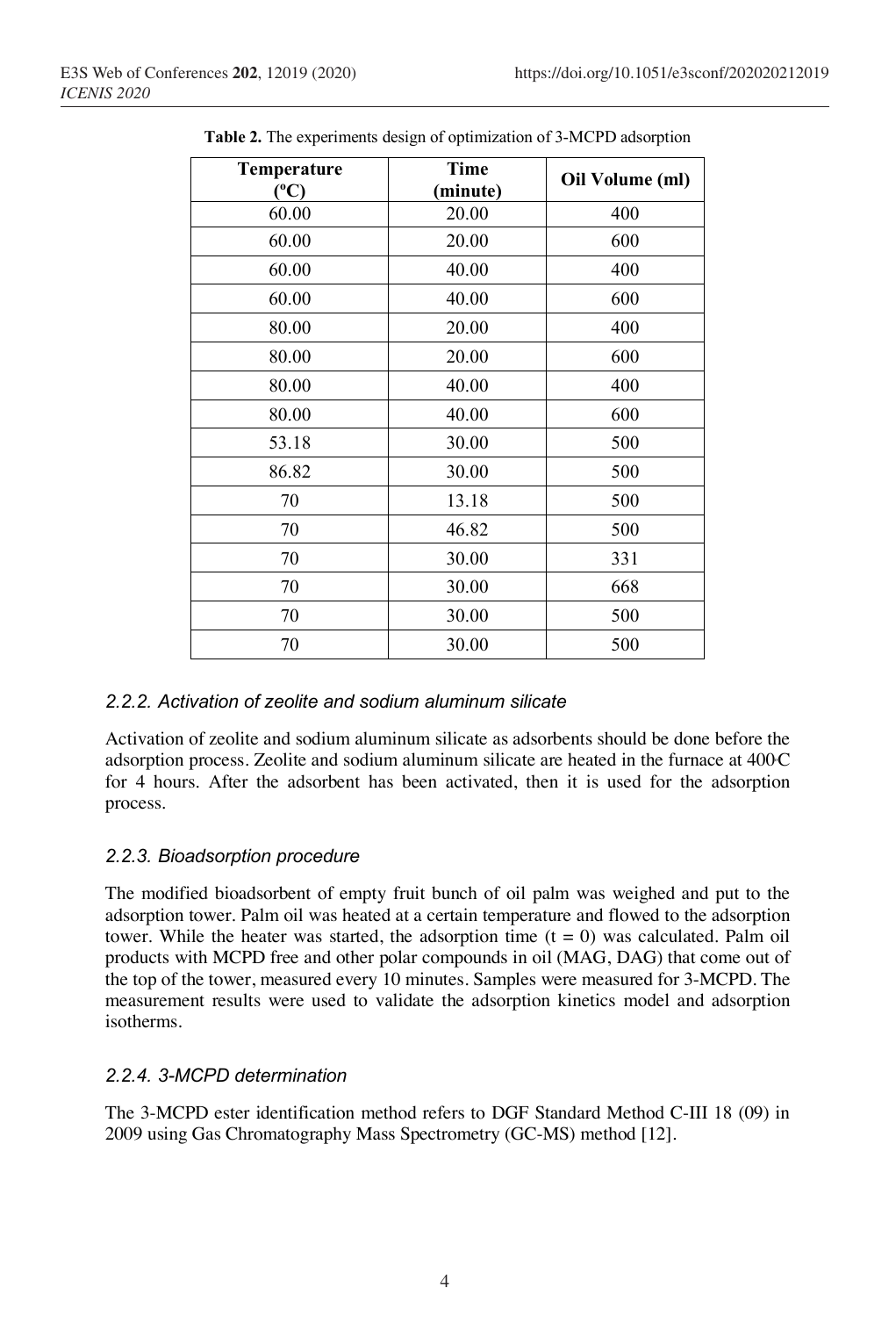**Table 2.** The experiments design of optimization of 3-MCPD adsorption

| Temperature (°C) | Time (minute) | Oil Volume (ml) |
|---|---|---|
| 60.00 | 20.00 | 400 |
| 60.00 | 20.00 | 600 |
| 60.00 | 40.00 | 400 |
| 60.00 | 40.00 | 600 |
| 80.00 | 20.00 | 400 |
| 80.00 | 20.00 | 600 |
| 80.00 | 40.00 | 400 |
| 80.00 | 40.00 | 600 |
| 53.18 | 30.00 | 500 |
| 86.82 | 30.00 | 500 |
| 70 | 13.18 | 500 |
| 70 | 46.82 | 500 |
| 70 | 30.00 | 331 |
| 70 | 30.00 | 668 |
| 70 | 30.00 | 500 |
| 70 | 30.00 | 500 |

### *2.2.2. Activation of zeolite and sodium aluminum silicate*

Activation of zeolite and sodium aluminum silicate as adsorbents should be done before the adsorption process. Zeolite and sodium aluminum silicate are heated in the furnace at 400°C for 4 hours. After the adsorbent has been activated, then it is used for the adsorption process.

### *2.2.3. Bioadsorption procedure*

The modified bioadsorbent of empty fruit bunch of oil palm was weighed and put to the adsorption tower. Palm oil was heated at a certain temperature and flowed to the adsorption tower. While the heater was started, the adsorption time ($t = 0$) was calculated. Palm oil products with MCPD free and other polar compounds in oil (MAG, DAG) that come out of the top of the tower, measured every 10 minutes. Samples were measured for 3-MCPD. The measurement results were used to validate the adsorption kinetics model and adsorption isotherms.

### *2.2.4. 3-MCPD determination*

The 3-MCPD ester identification method refers to DGF Standard Method C-III 18 (09) in 2009 using Gas Chromatography Mass Spectrometry (GC-MS) method [12].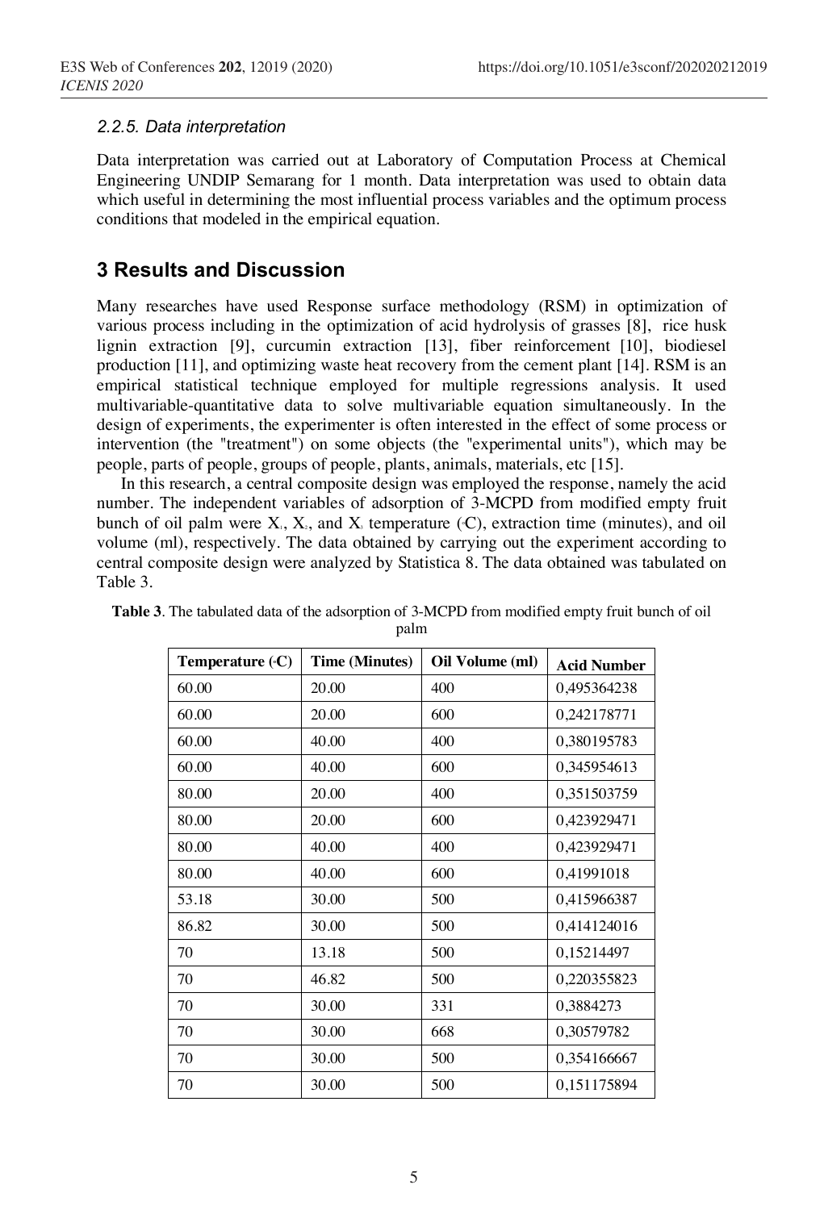### 2.2.5. Data interpretation

Data interpretation was carried out at Laboratory of Computation Process at Chemical Engineering UNDIP Semarang for 1 month. Data interpretation was used to obtain data which useful in determining the most influential process variables and the optimum process conditions that modeled in the empirical equation.

## 3 Results and Discussion

Many researches have used Response surface methodology (RSM) in optimization of various process including in the optimization of acid hydrolysis of grasses [8], rice husk lignin extraction [9], curcumin extraction [13], fiber reinforcement [10], biodiesel production [11], and optimizing waste heat recovery from the cement plant [14]. RSM is an empirical statistical technique employed for multiple regressions analysis. It used multivariable-quantitative data to solve multivariable equation simultaneously. In the design of experiments, the experimenter is often interested in the effect of some process or intervention (the "treatment") on some objects (the "experimental units"), which may be people, parts of people, groups of people, plants, animals, materials, etc [15].

In this research, a central composite design was employed the response, namely the acid number. The independent variables of adsorption of 3-MCPD from modified empty fruit bunch of oil palm were $X_1$, $X_2$, and $X_3$ temperature (°C), extraction time (minutes), and oil volume (ml), respectively. The data obtained by carrying out the experiment according to central composite design were analyzed by Statistica 8. The data obtained was tabulated on Table 3.

**Table 3**. The tabulated data of the adsorption of 3-MCPD from modified empty fruit bunch of oil palm

| Temperature (°C) | Time (Minutes) | Oil Volume (ml) | Acid Number |
|---|---|---|---|
| 60.00 | 20.00 | 400 | 0,495364238 |
| 60.00 | 20.00 | 600 | 0,242178771 |
| 60.00 | 40.00 | 400 | 0,380195783 |
| 60.00 | 40.00 | 600 | 0,345954613 |
| 80.00 | 20.00 | 400 | 0,351503759 |
| 80.00 | 20.00 | 600 | 0,423929471 |
| 80.00 | 40.00 | 400 | 0,423929471 |
| 80.00 | 40.00 | 600 | 0,41991018 |
| 53.18 | 30.00 | 500 | 0,415966387 |
| 86.82 | 30.00 | 500 | 0,414124016 |
| 70 | 13.18 | 500 | 0,15214497 |
| 70 | 46.82 | 500 | 0,220355823 |
| 70 | 30.00 | 331 | 0,3884273 |
| 70 | 30.00 | 668 | 0,30579782 |
| 70 | 30.00 | 500 | 0,354166667 |
| 70 | 30.00 | 500 | 0,151175894 |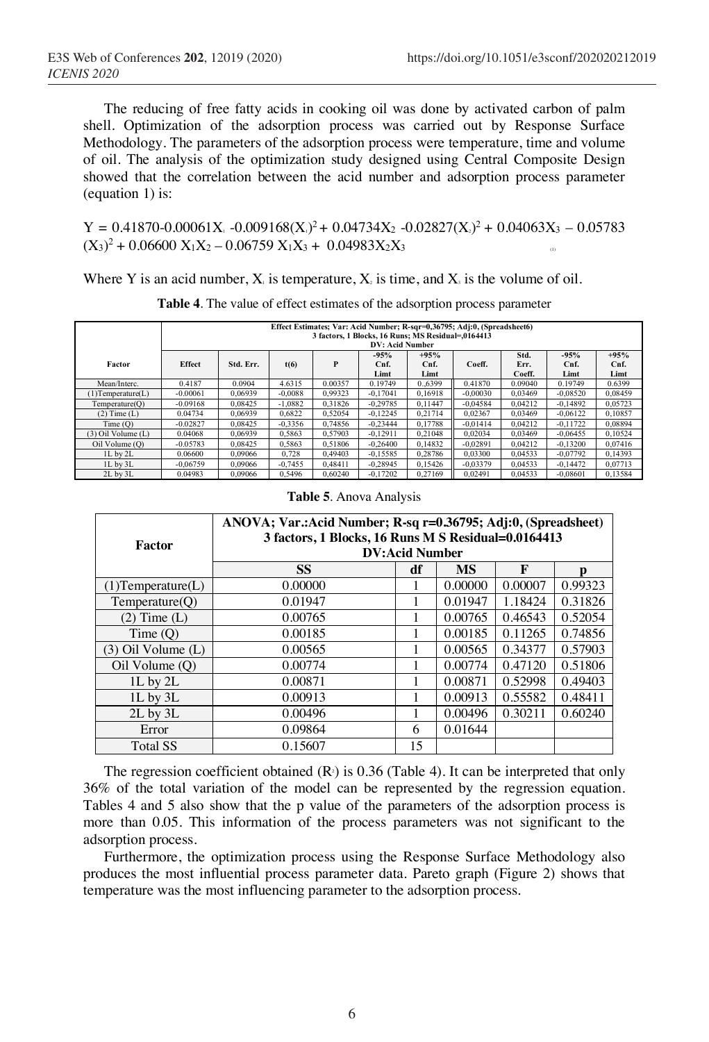The reducing of free fatty acids in cooking oil was done by activated carbon of palm shell. Optimization of the adsorption process was carried out by Response Surface Methodology. The parameters of the adsorption process were temperature, time and volume of oil. The analysis of the optimization study designed using Central Composite Design showed that the correlation between the acid number and adsorption process parameter (equation 1) is:

$$Y = 0.41870 - 0.00061X_1 - 0.009168(X_1)^2 + 0.04734X_2 - 0.02827(X_2)^2 + 0.04063X_3 - 0.05783(X_3)^2 + 0.06600X_1X_2 - 0.06759X_1X_3 + 0.04983X_2X_3 \quad (1)$$

Where Y is an acid number, $X_1$ is temperature, $X_2$ is time, and $X_3$ is the volume of oil.

**Table 4**. The value of effect estimates of the adsorption process parameter

| Factor | Effect Estimates; Var: Acid Number; R-sqr=0,36795; Adj:0, (Spreadsheet6) 3 factors, 1 Blocks, 16 Runs; MS Residual=,0164413 DV: Acid Number | | | | | | | | | |
|---|---|---|---|---|---|---|---|---|---|---|
| | Effect | Std. Err. | t(6) | P | -95% Cnf. Limt | +95% Cnf. Limt | Coeff. | Std. Err. Coeff. | -95% Cnf. Limt | +95% Cnf. Limt |
| Mean/Interc. | 0.4187 | 0.0904 | 4.6315 | 0.00357 | 0.19749 | 0.,6399 | 0.41870 | 0.09040 | 0.19749 | 0.6399 |
| (1)Temperature(L) | -0.00061 | 0,06939 | -0,0088 | 0,99323 | -0,17041 | 0,16918 | -0,00030 | 0,03469 | -0,08520 | 0,08459 |
| Temperature(Q) | -0.09168 | 0,08425 | -1,0882 | 0,31826 | -0,29785 | 0,11447 | -0,04584 | 0,04212 | -0,14892 | 0,05723 |
| (2) Time (L) | 0.04734 | 0,06939 | 0,6822 | 0,52054 | -0,12245 | 0,21714 | 0,02367 | 0,03469 | -0,06122 | 0,10857 |
| Time (Q) | -0.02827 | 0,08425 | -0,3356 | 0,74856 | -0,23444 | 0,17788 | -0,01414 | 0,04212 | -0,11722 | 0,08894 |
| (3) Oil Volume (L) | 0.04068 | 0,06939 | 0,5863 | 0,57903 | -0,12911 | 0,21048 | 0,02034 | 0,03469 | -0,06455 | 0,10524 |
| Oil Volume (Q) | -0.05783 | 0,08425 | 0,5863 | 0,51806 | -0,26400 | 0,14832 | -0,02891 | 0,04212 | -0,13200 | 0,07416 |
| 1L by 2L | 0.06600 | 0,09066 | 0,728 | 0,49403 | -0,15585 | 0,28786 | 0,03300 | 0,04533 | -0,07792 | 0,14393 |
| 1L by 3L | -0,06759 | 0,09066 | -0,7455 | 0,48411 | -0,28945 | 0,15426 | -0,03379 | 0,04533 | -0,14472 | 0,07713 |
| 2L by 3L | 0.04983 | 0,09066 | 0,5496 | 0,60240 | -0,17202 | 0,27169 | 0,02491 | 0,04533 | -0,08601 | 0,13584 |

**Table 5**. Anova Analysis

| Factor | ANOVA; Var.:Acid Number; R-sq r=0.36795; Adj:0, (Spreadsheet) 3 factors, 1 Blocks, 16 Runs M S Residual=0.0164413 DV:Acid Number | | | | |
|---|---|---|---|---|---|
| | SS | df | MS | F | p |
| (1)Temperature(L) | 0.00000 | 1 | 0.00000 | 0.00007 | 0.99323 |
| Temperature(Q) | 0.01947 | 1 | 0.01947 | 1.18424 | 0.31826 |
| (2) Time (L) | 0.00765 | 1 | 0.00765 | 0.46543 | 0.52054 |
| Time (Q) | 0.00185 | 1 | 0.00185 | 0.11265 | 0.74856 |
| (3) Oil Volume (L) | 0.00565 | 1 | 0.00565 | 0.34377 | 0.57903 |
| Oil Volume (Q) | 0.00774 | 1 | 0.00774 | 0.47120 | 0.51806 |
| 1L by 2L | 0.00871 | 1 | 0.00871 | 0.52998 | 0.49403 |
| 1L by 3L | 0.00913 | 1 | 0.00913 | 0.55582 | 0.48411 |
| 2L by 3L | 0.00496 | 1 | 0.00496 | 0.30211 | 0.60240 |
| Error | 0.09864 | 6 | 0.01644 | | |
| Total SS | 0.15607 | 15 | | | |

The regression coefficient obtained ($R^2$) is 0.36 (Table 4). It can be interpreted that only 36% of the total variation of the model can be represented by the regression equation. Tables 4 and 5 also show that the p value of the parameters of the adsorption process is more than 0.05. This information of the process parameters was not significant to the adsorption process.

Furthermore, the optimization process using the Response Surface Methodology also produces the most influential process parameter data. Pareto graph (Figure 2) shows that temperature was the most influencing parameter to the adsorption process.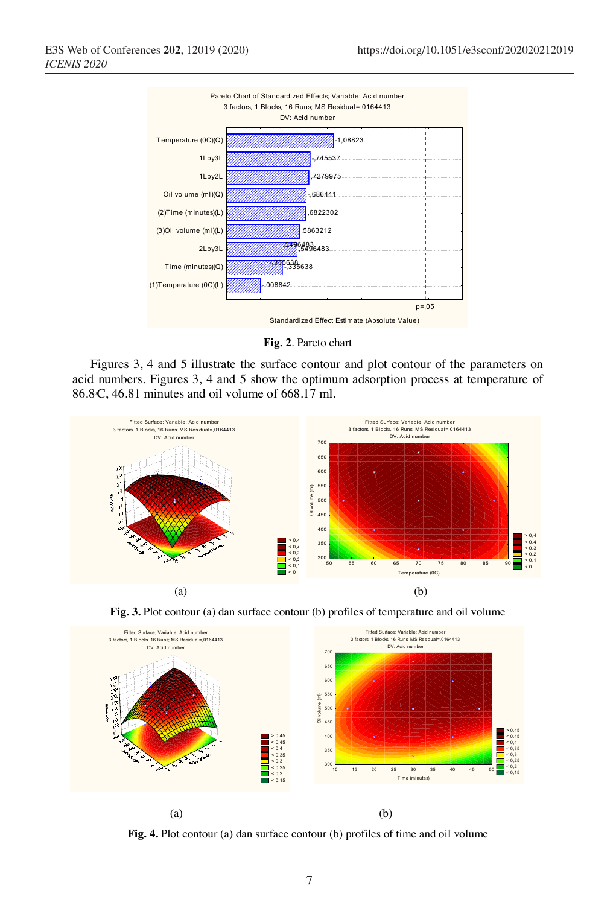**Fig. 2**. Pareto chart

Figures 3, 4 and 5 illustrate the surface contour and plot contour of the parameters on acid numbers. Figures 3, 4 and 5 show the optimum adsorption process at temperature of 86.8°C, 46.81 minutes and oil volume of 668.17 ml.

(a) (b)

**Fig. 3.** Plot contour (a) dan surface contour (b) profiles of temperature and oil volume

(a) (b)

**Fig. 4.** Plot contour (a) dan surface contour (b) profiles of time and oil volume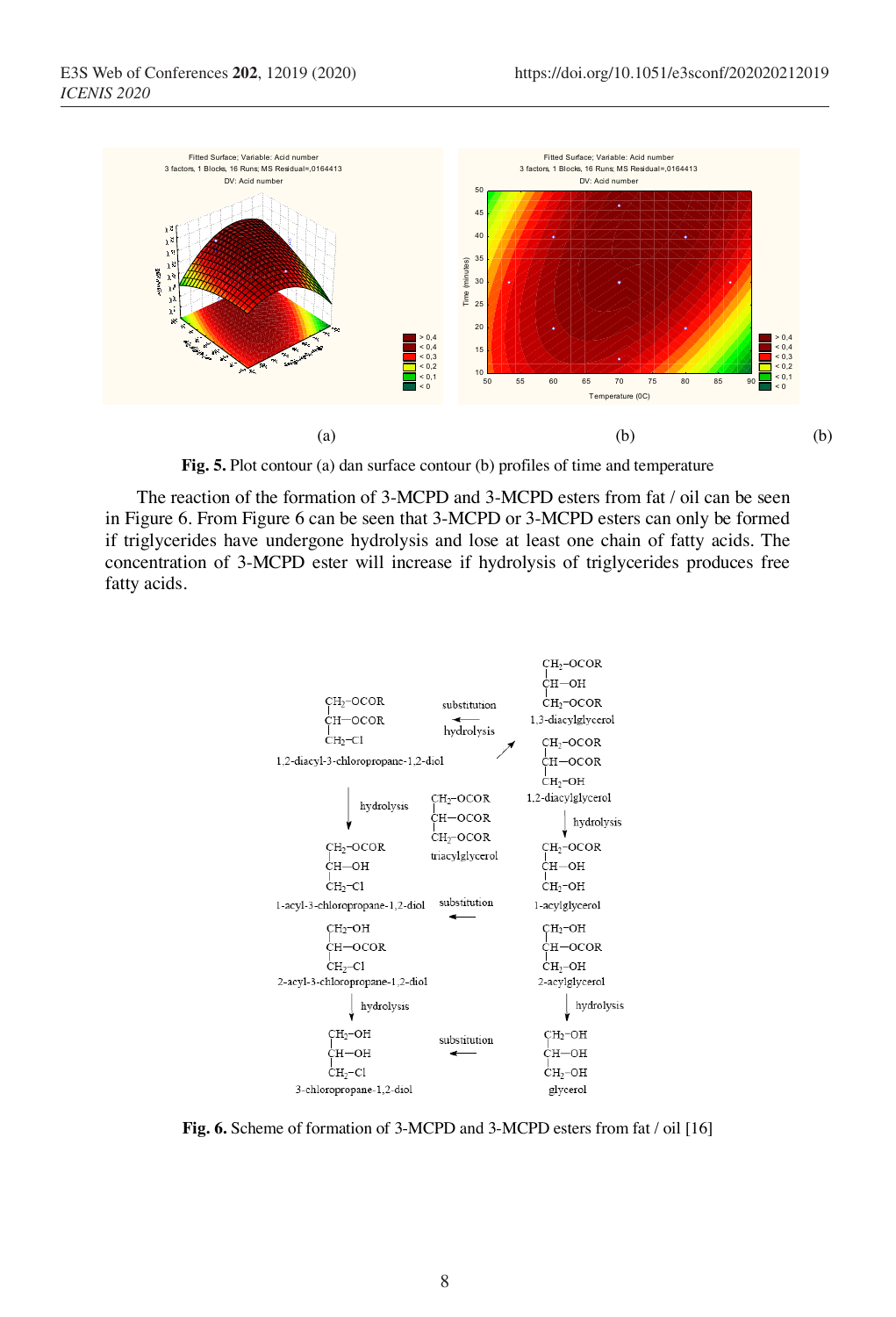(a) (b) (b)

**Fig. 5.** Plot contour (a) dan surface contour (b) profiles of time and temperature

The reaction of the formation of 3-MCPD and 3-MCPD esters from fat / oil can be seen in Figure 6. From Figure 6 can be seen that 3-MCPD or 3-MCPD esters can only be formed if triglycerides have undergone hydrolysis and lose at least one chain of fatty acids. The concentration of 3-MCPD ester will increase if hydrolysis of triglycerides produces free fatty acids.

**Fig. 6.** Scheme of formation of 3-MCPD and 3-MCPD esters from fat / oil [16]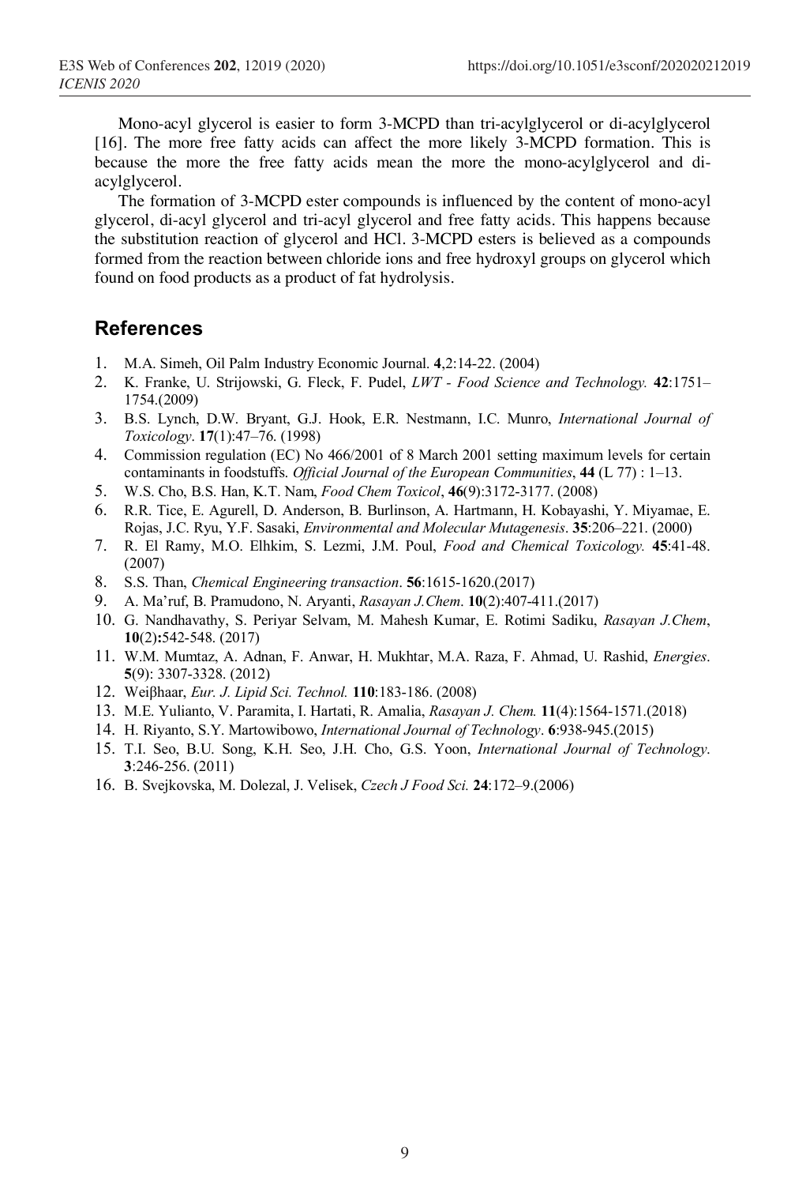Mono-acyl glycerol is easier to form 3-MCPD than tri-acylglycerol or di-acylglycerol [16]. The more free fatty acids can affect the more likely 3-MCPD formation. This is because the more the free fatty acids mean the more the mono-acylglycerol and di-acylglycerol.

The formation of 3-MCPD ester compounds is influenced by the content of mono-acyl glycerol, di-acyl glycerol and tri-acyl glycerol and free fatty acids. This happens because the substitution reaction of glycerol and HCl. 3-MCPD esters is believed as a compounds formed from the reaction between chloride ions and free hydroxyl groups on glycerol which found on food products as a product of fat hydrolysis.

## References

1. M.A. Simeh, Oil Palm Industry Economic Journal. **4**,2:14-22. (2004)
2. K. Franke, U. Strijowski, G. Fleck, F. Pudel, *LWT - Food Science and Technology.* **42**:1751–1754.(2009)
3. B.S. Lynch, D.W. Bryant, G.J. Hook, E.R. Nestmann, I.C. Munro, *International Journal of Toxicology*. **17**(1):47–76. (1998)
4. Commission regulation (EC) No 466/2001 of 8 March 2001 setting maximum levels for certain contaminants in foodstuffs. *Official Journal of the European Communities*, **44** (L 77) : 1–13.
5. W.S. Cho, B.S. Han, K.T. Nam, *Food Chem Toxicol*, **46**(9):3172-3177. (2008)
6. R.R. Tice, E. Agurell, D. Anderson, B. Burlinson, A. Hartmann, H. Kobayashi, Y. Miyamae, E. Rojas, J.C. Ryu, Y.F. Sasaki, *Environmental and Molecular Mutagenesis*. **35**:206–221. (2000)
7. R. El Ramy, M.O. Elhkim, S. Lezmi, J.M. Poul, *Food and Chemical Toxicology.* **45**:41-48. (2007)
8. S.S. Than, *Chemical Engineering transaction*. **56**:1615-1620.(2017)
9. A. Ma'ruf, B. Pramudono, N. Aryanti, *Rasayan J.Chem*. **10**(2):407-411.(2017)
10. G. Nandhavathy, S. Periyar Selvam, M. Mahesh Kumar, E. Rotimi Sadiku, *Rasayan J.Chem*, **10**(2)**:**542-548. (2017)
11. W.M. Mumtaz, A. Adnan, F. Anwar, H. Mukhtar, M.A. Raza, F. Ahmad, U. Rashid, *Energies*. **5**(9): 3307-3328. (2012)
12. Weiβhaar, *Eur. J. Lipid Sci. Technol.* **110**:183-186. (2008)
13. M.E. Yulianto, V. Paramita, I. Hartati, R. Amalia, *Rasayan J. Chem.* **11**(4):1564-1571.(2018)
14. H. Riyanto, S.Y. Martowibowo, *International Journal of Technology*. **6**:938-945.(2015)
15. T.I. Seo, B.U. Song, K.H. Seo, J.H. Cho, G.S. Yoon, *International Journal of Technology*. **3**:246-256. (2011)
16. B. Svejkovska, M. Dolezal, J. Velisek, *Czech J Food Sci.* **24**:172–9.(2006)